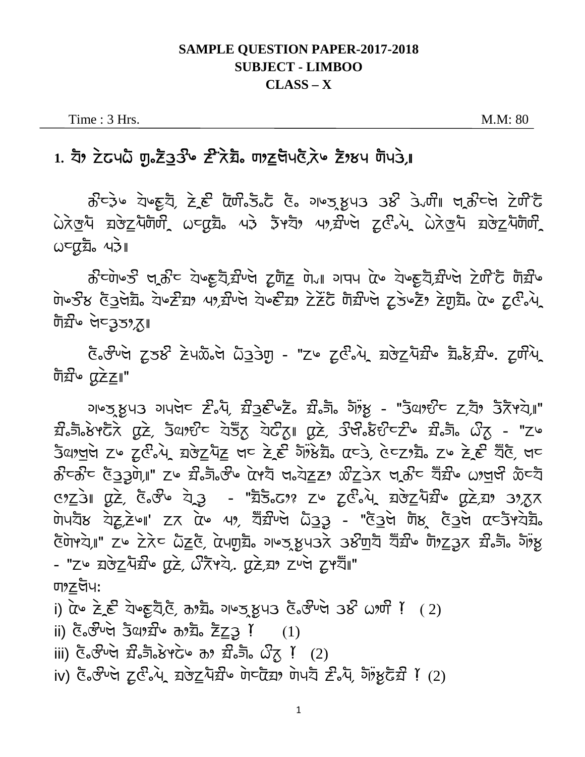**SAMPLE QUESTION PAPER-2017-2018**
**SUBJECT - LIMBOO**
**CLASS – X**

Time : 3 Hrs. M.M: 80

## 1. ᤚᤰ ᤋᤧᤐᤠᤀᤠ ᤂᤢ.ᤋᤧᤍᤡᤶ ᤋᤡᤶᤛᤡᤱ ᤔᤰᤋᤢᤶᤐᤧᤰ ᤋᤧᤰᤔᤐ ᤚᤐᤛᤡ॥

ᤁᤡᤱᤗᤧᤶ ᤒᤧᤶᤜᤢᤒᤡ, ᤋᤧᤜᤧ ᤀᤢᤋᤡ.ᤏᤡ.ᤄᤡ ᤗᤧ. ᤃᤧᤶᤏ᤺ᤘᤢᤐᤴ ᤴᤸ ᤗᤡ᤹ᤋᤡ॥ ᤕᤁᤡᤱᤀᤧ ᤋᤧᤋᤡᤄᤡ ᤀᤧᤋᤧᤡᤐᤡ ᤚᤡᤋᤧᤋᤐᤡᤚᤋᤡ ᤀᤱᤃᤧᤚᤰ ᤐᤗᤧ ᤗᤡᤔᤡᤰ ᤐᤰᤚᤡᤀᤧ ᤋᤧᤗᤧ.ᤐᤡ ᤀᤧᤋᤧᤡᤐᤡ ᤚᤡᤋᤧᤋᤐᤡᤚᤋᤡ ᤀᤱᤃᤧᤚᤰ ᤐᤗᤧ॥

ᤁᤡᤱᤋᤡᤶᤛ᤺ ᤕᤁᤡᤱ ᤒᤧᤶᤜᤢᤒᤡᤚᤡᤀᤧ ᤋᤧᤚᤋ ᤋᤡ᤹॥ ᤃᤐᤐ ᤀᤧᤶ ᤒᤧᤶᤜᤢᤒᤡᤚᤡᤀᤧ ᤋᤧᤋᤡᤄᤡ ᤚᤡᤶ ᤋᤡᤶᤛᤡᤸ ᤗᤧᤴᤀᤧᤚᤰ ᤒᤧᤶᤋᤡᤚᤰ ᤐᤰᤚᤡᤀᤧ ᤒᤧᤶᤜᤡᤚᤰ ᤋᤧᤋᤡᤄᤡ ᤚᤡᤚᤡᤀᤧ ᤋᤧᤗᤧᤶᤋᤡᤰ ᤋᤧᤃᤚᤰ ᤀᤧᤶ ᤋᤧᤗᤧ.ᤐᤡ ᤚᤡᤚᤡᤶ ᤀᤧᤱᤴᤛᤰᤋ॥

ᤗᤧ.ᤛᤡᤀᤧ ᤋᤧᤛᤸ ᤋᤧᤐᤙᤡ.ᤀᤧ ᤀᤡᤴᤗᤧᤃ - "ᤋᤶ ᤋᤧᤗᤧ.ᤐᤡ ᤚᤡᤋᤧᤋᤐᤡᤚᤡᤶ ᤚᤡ.ᤸ,ᤚᤡᤶ. ᤋᤧᤋᤡᤐᤡ ᤚᤡᤚᤡᤶ ᤃᤧᤋᤧᤋ॥"

ᤃᤧᤶᤏ᤺ᤘᤢᤐᤴ ᤃᤐᤀᤧᤱ ᤋᤡ.ᤐᤡ, ᤚᤡᤴᤜᤡᤶᤋᤡ. ᤚᤡ.ᤚᤡ. ᤚᤡᤰᤸ - "ᤛᤡᤀᤰᤀᤡᤱ ᤋ,ᤚᤰ ᤛᤡᤋᤡᤔᤒᤡ॥" ᤚᤡ.ᤚᤡ.ᤸᤔᤄᤡᤋᤡ ᤃᤧᤋᤧ, ᤛᤡᤀᤰᤀᤡᤱ ᤒᤡᤛᤡᤋ ᤒᤡᤄᤡᤋ॥ ᤃᤧᤋᤧ, ᤛᤡᤀᤡ.ᤸᤀᤡᤱᤋᤡᤶ ᤚᤡ.ᤚᤡ. ᤀᤡᤋ - "ᤋᤶ ᤛᤡᤀᤰᤀᤧ ᤋᤶ ᤋᤧᤗᤧ.ᤐᤡ ᤚᤡᤋᤧᤋᤐᤡᤋ ᤀᤱ ᤋᤧᤜᤧ ᤚᤡᤰᤸᤚᤡ. ᤀᤱᤗᤧ, ᤗᤧᤱᤋᤰᤚᤡ. ᤋᤶ ᤋᤧᤜᤧ ᤚᤡᤗᤧ, ᤀᤱ ᤁᤡᤱᤁᤡᤱ ᤗᤧᤴᤛᤡ᤹॥" ᤋᤶ ᤚᤡ.ᤚᤡ.ᤛᤡᤶ ᤀᤡᤔᤒᤡ ᤀ.ᤒᤡᤋᤋᤰ ᤀᤡᤋᤗᤧᤋ ᤕᤁᤡᤱ ᤚᤡᤚᤡᤶ ᤀᤰᤀᤧᤀᤡ ᤀᤡᤱᤒᤡ ᤀᤰᤋᤗᤧ॥ ᤃᤧᤋᤧ, ᤗᤧ.ᤛᤡᤶ ᤒᤡᤛ - "ᤚᤡᤏᤡ.ᤀᤰ? ᤋᤶ ᤋᤧᤗᤧ.ᤐᤡ ᤚᤡᤋᤧᤋᤐᤡᤚᤡᤶ ᤃᤧᤋᤧ,ᤚᤰ ᤴᤰ,ᤋᤶ ᤋᤡᤐᤒᤡᤸ ᤒᤡᤋ,ᤋᤧᤶ॥' ᤋᤶ ᤀᤧᤶ ᤐᤰ, ᤚᤡᤚᤡᤀᤧ ᤀᤡᤴᤛ - "ᤗᤧᤴᤀᤧ ᤚᤡᤸ ᤗᤧᤴᤀᤧ ᤀᤱᤛᤡᤔᤒᤡᤚᤡ. ᤗᤧᤋᤡᤔᤒᤡ॥" ᤋᤶ ᤋᤧᤶᤱ ᤀᤡᤋᤗᤧ, ᤀᤐᤃᤚᤰ ᤃᤧᤶᤏ᤺ᤘᤢᤐᤴᤶ ᤴᤸᤃᤒᤡ ᤚᤡᤚᤡᤶ ᤚᤰᤋᤛᤶ ᤚᤡ.ᤚᤡ. ᤚᤡᤰᤸ - "ᤋᤶ ᤚᤡᤋᤧᤋᤐᤡᤚᤡᤶ ᤃᤧᤋᤧ, ᤀᤡᤋᤡᤔᤒᤡ. ᤃᤧᤋᤧ,ᤚᤰ ᤋᤡᤀᤧ ᤋᤧᤔᤚᤡ॥"

ᤔᤰᤋᤢᤶᤐ:

i) ᤀᤧᤶ ᤋᤧᤜᤧ ᤒᤧᤶᤜᤢᤒᤡ,ᤗᤧ, ᤁᤰᤚᤡ. ᤃᤧᤶᤏ᤺ᤘᤢᤐᤴ ᤗᤧ.ᤛᤡᤀᤧ ᤴᤸ ᤀᤰᤋᤡ ᥅ ( 2)

ii) ᤗᤧ.ᤛᤡᤀᤧ ᤛᤡᤀᤰᤚᤡᤶ ᤁᤰᤚᤡ. ᤋᤧᤋᤛ ᥅ (1)

iii) ᤗᤧ.ᤛᤡᤀᤧ ᤚᤡ.ᤚᤡ.ᤸᤔᤄᤡᤶ ᤁᤰ ᤚᤡ.ᤚᤡ. ᤀᤡᤋ ᥅ (2)

iv) ᤗᤧ.ᤛᤡᤀᤧ ᤋᤧᤗᤧ.ᤐᤡ ᤚᤡᤋᤧᤋᤐᤡᤚᤡᤶ ᤋᤡᤱᤀᤡᤚᤰ ᤋᤡᤐᤒᤡ ᤋᤡ.ᤐᤡ, ᤚᤡᤰᤸᤄᤡᤚᤡ ᥅ (2)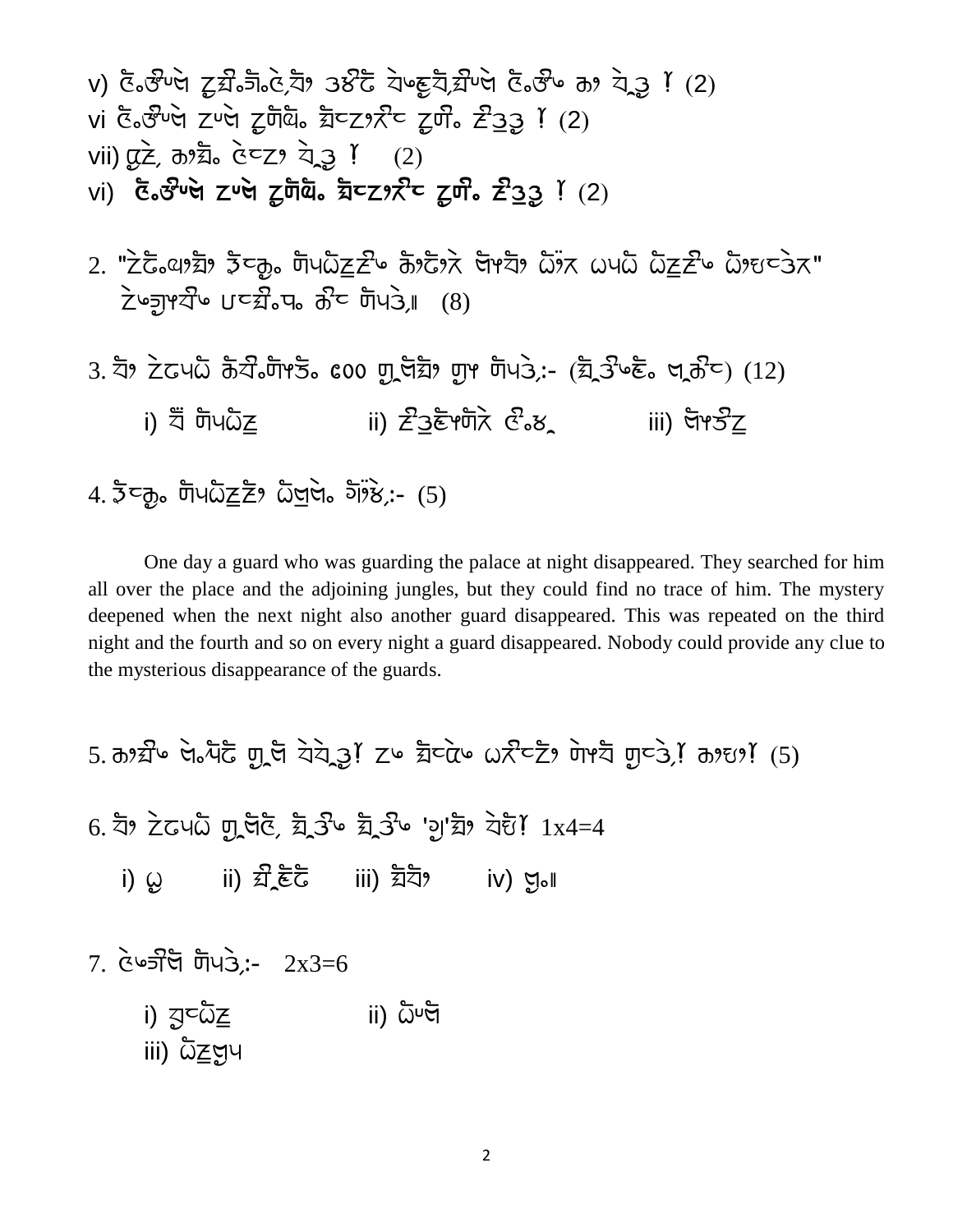v) (2)

vi (2)

vii) (2)

vi) (2)

2. (8)

3. (12)

i)

ii)

iii)

4. (5)

One day a guard who was guarding the palace at night disappeared. They searched for him all over the place and the adjoining jungles, but they could find no trace of him. The mystery deepened when the next night also another guard disappeared. This was repeated on the third night and the fourth and so on every night a guard disappeared. Nobody could provide any clue to the mysterious disappearance of the guards.

5. (5)

6. 1x4=4

i)

ii)

iii)

iv)

7. 2x3=6

i)

ii)

iii)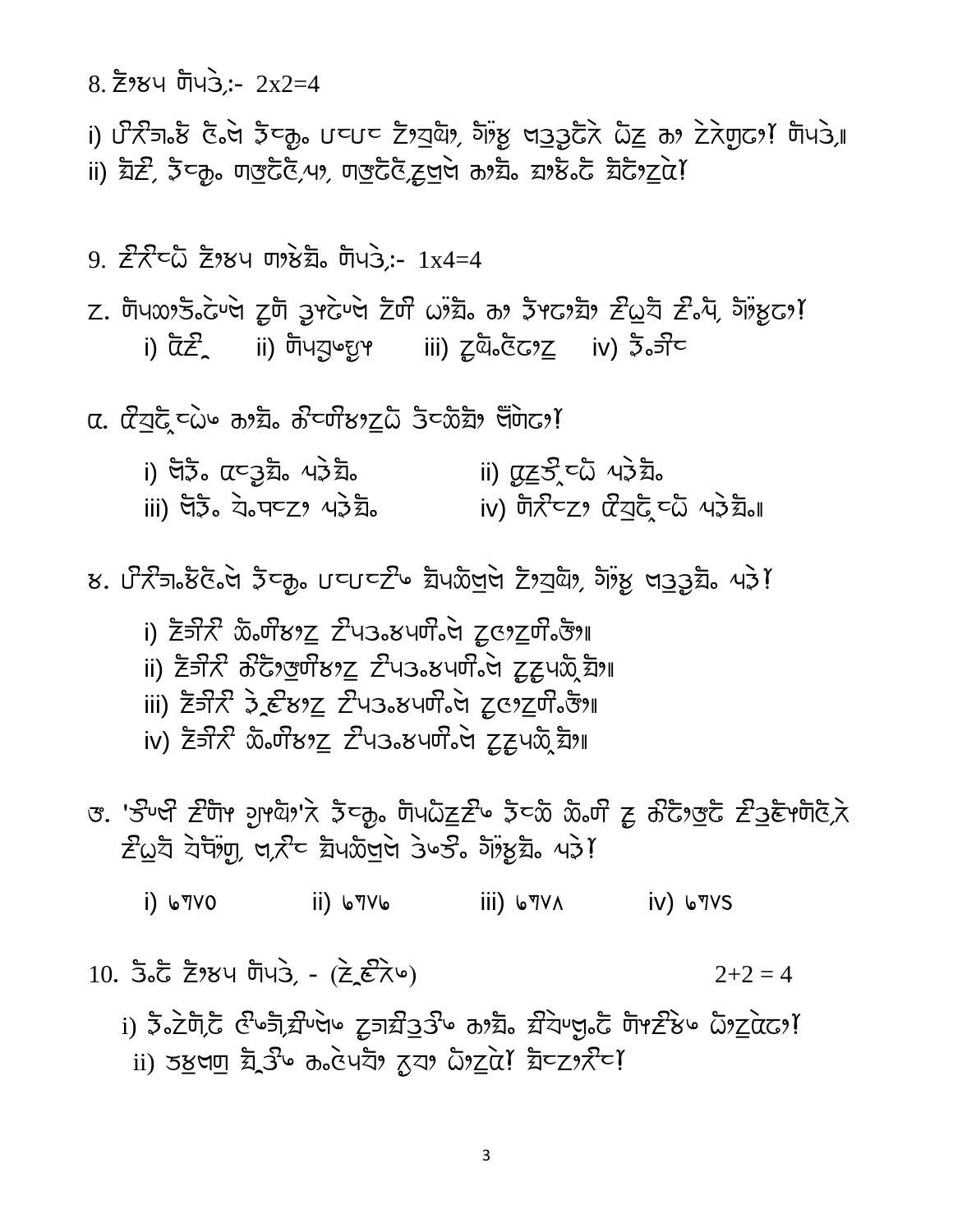8. ŽᏃ४Ⴗ ŤᏗᏂ,:- 2x2=4

i) ᏲᎵᏒᎱᏊ ᏣᏌ ᏑᏣᎹ ᏬᏬᏣ ŽᏃᎸᏩ, ᎦᏯ ᏘᏮᏣᏕ ᏜᏃ ᏊᏃ ᏕᏕᏬᏫᏌ! ŤᏗᏂ,॥

ii) ᎦᏃ, ᏑᏣᎹ ᏫᏬᏣᏣ,ႷᏃ, ᏫᏬᏣᏣ,ᏃᏛᏕ ᏊᏃᎦ ᎦᏃᏊᏣ ᎦᏣᏃᏃᏕ!

9. ŽᏒᏣᏜ ŽᏃ४Ⴗ ᏫᏃᏊᎦ ŤᏗᏂ,:- 1x4=4

Ⴝ. ŤᏗᏓᏃᏊᏣᏛᏕ ᏃŤ ᏬᏯᏣᏛᏕ ŽᏫ ᏍᎦ ᏊᏃ ᏑᏯᏣᏃᎦᏃ ŽᏳᏍ ŽᏍ, ᎦᏯᏌ!

i) ᏕŽ   ii) ŤᏗᏯᎸᏯ   iii) ᏃᏩᏣᏣᏃᏃ   iv) ᏑᏃᏣ

Ⴀ. ᏕᏯᏣᏣᏜ ᏊᏃᎦ ᏊᏣᏫ४ᏃᏃᏜ ᏑᏣᏜᎦᏃ ᏓᏕᏌ!

i) ᏕᏑ ᏕᏣᏬᎦ ᏗᏂᎦ   ii) ᏳᏃᏑ ᏣᏜ ᏗᏂᎦ

iii) ᏕᏑ ᏈᏬᏣᏃᏃ ᏗᏂᎦ   iv) ŤᏒᏣᏃᏃ ᏕᏯᏣᏣᏜ ᏗᏂᎦ॥

४. ᏲᎵᏒᎱᏊᏣᏕ ᏑᏣᎹ ᏬᏬᏣŽ ᎦᏗᏜᏛᏕ ŽᏃᎸᏩ, ᎦᏯ ᏘᏮᏯᎦ ᏗᏂ!

i) ŽᏣᏒ ᏜᏫ४ᏃᏃ ŽᏗᏬ४ᏗᏫᏕ ᏃᏣᏃᏃᏫᏬᏃ॥

ii) ŽᏣᏒ ᏊᏣᏃᏬᏫ४ᏃᏃ ŽᏗᏬ४ᏗᏫᏕ ᏃᏃᏗᏜᎦᏃ॥

iii) ŽᏣᏒ ᏑᏣ४ᏃᏃ ŽᏗᏬ४ᏗᏫᏕ ᏃᏣᏃᏃᏫᏬᏃ॥

iv) ŽᏣᏒ ᏜᏫ४ᏃᏃ ŽᏗᏬ४ᏗᏫᏕ ᏃᏃᏗᏜᎦᏃ॥

Ꮼ. 'ᏑᏣ ŽŤᏯ ᏬᏯᏩᏃ'Ꮢ ᏑᏣᎹ ŤᏗᏜᏃŽ ᏑᏣᏜ ᏜᏫ Ᏸ ᏊᏣᏃᏬᏣ ŽᏬᏣᏯŤᏣᏒ ŽᏳᏍ ᏈᏈᏫ, ᏘᏒᏣ ᎦᏗᏜᏛᏕ ᏑᏣᏑ ᎦᏯᎦ ᏗᏂ!

i) ৬৭v০   ii) ৬৭v৬   iii) ৬৭vʌ   iv) ৬৭vs

10. ᏑᏣ ŽᏃ४Ⴗ ŤᏗᏂ, - (ŽŽᏒ)   2+2 = 4

i) ᏑŽŤᏣ ᏣᏣᎦᏣᏕ ᏃᏣᎦᏬᏬ ᏊᏃᎦ ᎦᏈᏣᏣ ŤᏯŽ४ ᏜᏃᏃᏕᏌ!

ii) ᏬᏛᏘᏫ ᎦᏬ ᏊᏣᏗᏍ ᏃᏍᏃ ᏜᏃᏃᏕ! ᎦᏣᏃᏃᏒᏣ!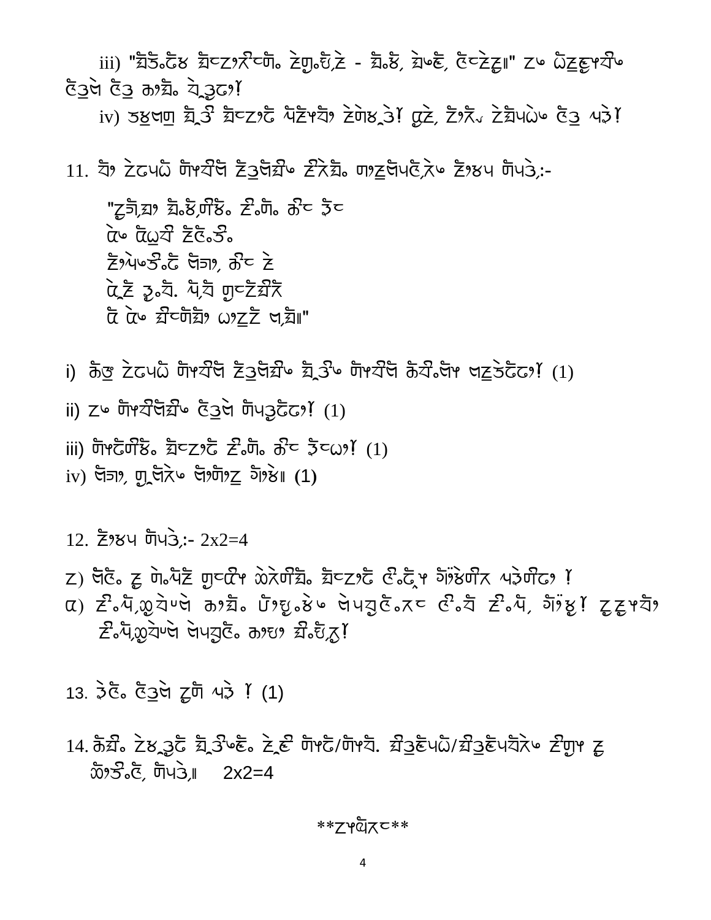iii) "ᱥᱟᱹᱜᱟᱹᱨ ᱥᱮᱫ ᱢᱟᱨᱟᱝ ᱫᱚ ᱛᱩᱨᱩᱭ, ᱛᱮ - ᱥᱟᱹ, ᱥᱮᱸᱫ, ᱮᱛᱚᱦᱚᱵ॥" ᱢᱮ ᱯᱮᱞᱮ ᱵᱟᱝ ᱨᱮᱭᱟᱜ ᱮᱞ ᱠᱟᱥᱟᱹ ᱵᱟᱛᱟᱣ?

iv) ᱥᱤᱧᱚᱛ ᱥᱟᱹᱛᱤ ᱥᱮᱫᱢᱟᱨᱟᱝ ᱯᱚᱨᱚᱵ ᱛᱚᱦᱚᱵ? ᱜᱟᱛᱮ, ᱦᱚᱨᱚᱠ ᱛᱮ ᱥᱟᱹᱯᱟᱲᱟᱣ ᱮᱞ ᱚᱞ ᱢᱮ?

11. ᱱᱚᱣᱟ ᱛᱮᱜᱟᱯ ᱫᱚᱨᱦᱮᱫ ᱦᱚᱞᱟᱹᱨᱥᱟᱹᱣ ᱯᱟᱹᱨᱥᱤᱸ ᱫᱚᱦᱚᱫᱯᱮ ᱛᱟᱦᱮᱸ ᱦᱟᱹᱥᱤᱛ ᱫᱚᱯᱛᱮ,:-

"ᱢᱮᱱᱟᱜ ᱥᱟᱹᱛᱤ, ᱯᱟᱹᱨᱥᱤ ᱫᱚ ᱠᱟᱱ ᱨᱟᱱ
ᱜᱮ ᱜᱤᱞᱟᱹ ᱦᱮᱞᱮᱨᱮ
ᱦᱟᱹᱯᱮᱨᱮ ᱛᱟᱹᱠᱤ, ᱠᱟᱱ ᱛᱮ
ᱜᱮ ᱦᱮ ᱨᱚᱫ. ᱯᱟᱹᱨᱥᱤ ᱫᱚᱦᱚᱥᱟᱱ
ᱜᱮ ᱜᱮ ᱥᱟᱱᱫᱚᱥᱟᱹ ᱣᱟᱢᱦᱮ ᱛᱥᱟᱹ॥"

i) ᱠᱚᱣᱟ ᱛᱮᱜᱟᱯ ᱫᱚᱨᱦᱮᱫ ᱦᱚᱞᱟᱹᱨᱥᱟᱹᱣ ᱥᱟᱹᱛᱤᱛ ᱫᱚᱨᱦᱮᱫ ᱠᱟᱹᱨᱥᱤᱨ ᱛᱮᱨᱚᱛᱟᱦᱮᱸ? (1)

ii) ᱢᱮ ᱫᱚᱨᱦᱮᱫᱥᱟᱹᱣ ᱵᱟᱝ ᱨᱮᱭᱟᱜ ᱫᱚᱯᱛᱟᱦᱮᱸ? (1)

iii) ᱫᱚᱨᱟᱹᱯᱤᱱᱤ ᱥᱮᱫᱢᱟᱨᱟᱝ ᱯᱟᱹᱨᱥᱤ ᱠᱟᱱ ᱨᱟᱱᱣᱟ? (1)

iv) ᱛᱟᱦᱮᱸ, ᱜᱩᱛᱮᱫᱚ ᱛᱟᱦᱮᱸᱢ ᱠᱚᱨᱮ॥ (1)

12. ᱦᱟᱹᱥᱤᱛ ᱫᱚᱯᱛᱮ,:- 2x2=4

ᱢ) ᱛᱮᱞᱮ ᱢᱮ ᱛᱮᱯᱟᱹᱦᱮ ᱜᱩᱱᱩᱞ ᱥᱟᱹᱱᱚᱯᱤᱥᱟᱹ ᱥᱮᱫᱢᱟᱨᱟᱝ ᱞᱮᱛᱟᱹᱨ ᱠᱚᱨᱮᱯᱤᱱ ᱯᱟᱹᱨᱥᱤ?

ᱜ) ᱯᱟᱹᱨᱥᱤ ᱦᱚᱸᱥᱟᱹᱦᱮ ᱠᱟᱹᱥᱟᱹ ᱵᱩᱦᱩᱨ ᱮᱫᱚᱯᱛᱮᱨᱟᱱ ᱞᱮᱱ ᱯᱟᱹᱨᱥᱤ, ᱠᱚᱨᱮᱭ? ᱢᱮᱦᱮᱫᱚᱱ ᱯᱟᱹᱨᱥᱤ ᱦᱚᱸᱥᱟᱹᱦᱮ ᱮᱫᱚᱯᱛᱮ ᱠᱟᱹᱥᱟᱹ ᱥᱟᱹᱛᱮᱫ?

13. ᱨᱮᱞᱮ ᱵᱟᱝ ᱨᱮᱭᱟᱜ ᱢᱮᱫᱚ ᱚᱞ ᱢᱮ ? (1)

14. ᱠᱥᱟᱹ ᱛᱮᱥᱟᱹᱛᱤ ᱥᱟᱹᱛᱤᱦᱮ ᱛᱮᱦᱮ ᱫᱚᱨᱟᱹ/ᱫᱚᱨᱟᱹ. ᱥᱟᱹᱛᱤᱫᱚᱯᱮ/ᱥᱟᱹᱛᱤᱫᱚᱯᱛᱮ ᱯᱟᱹᱜᱩᱨ ᱢᱮ ᱥᱟᱹᱛᱮᱞᱮ, ᱫᱚᱯᱛᱮ॥ 2x2=4

**ᱢᱩᱪᱟᱹᱫ**